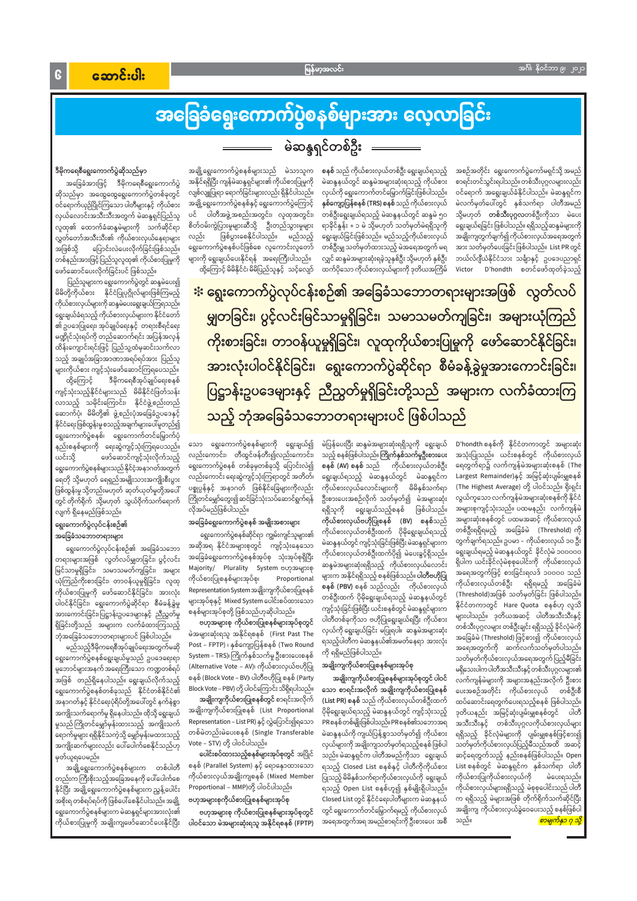# အခြေခံရွေးကောက်ပွဲစနစ်များအား လေ့လာခြင်း

## မဲဆန္ဒရှင်တစ်ဦး

### ဒီမိုကရေစီရွေးကောက်ပွဲဆိုသည်မှာ

အခြေခံအားဖြင့် ဒီမိုကရေစီရွေးကောက်ပွဲဆိုသည်မှာ အထွေထွေရွေးကောက်ပွဲတစ်ခုတွင် ဝင်ရောက်ယှဉ်ပြိုင်ကြသော ပါတီများနှင့် ကိုယ်စားလှယ်လောင်းအသီးသီးအတွက် မဲဆန္ဒရှင်ပြည်သူလူထု၏ ထောက်ခံဆန္ဒမဲများကို သက်ဆိုင်ရာ လွှတ်တော်အသီးသီး၏ ကိုယ်စားလှယ်နေရာများအဖြစ် ပြောင်းလဲပေးလိုက်ခြင်းဖြစ်သည်။ တစ်နည်းအားဖြင့် ပြည်သူလူထု၏ ကိုယ်စားပြုမှုကို ဖော်ဆောင်ပေးလိုက်ခြင်းပင် ဖြစ်သည်။

ပြည်သူများက ရွေးကောက်ပွဲတွင် ဆန္ဒမဲပေး၍ မိမိတို့ကိုယ်စား နိုင်ငံပြုပုဂ္ဂိုလ်များဖြစ်မည့် ကိုယ်စားလှယ်များကို ဆန္ဒမဲပေးရွေးချယ်ကြရသည်။ ရွေးချယ်ခံရသည့် ကိုယ်စားလှယ်များက နိုင်ငံတော်၏ ဥပဒေပြုရေး၊ အုပ်ချုပ်ရေးနှင့် တရားစီရင်ရေး မဏ္ဍိုင်သုံးရပ်ကို တည်ဆောက်ရင်း အပြန်အလှန် ထိန်းကျောင်းရေးဖြင့် ပြည်သူ့ထံမှဆင်းသက်လာသည့် အချုပ်အခြာအာဏာအရပ်ရပ်အား ပြည်သူများကိုယ်စား ကျင့်သုံးဖော်ဆောင်ကြရပေသည်။

ထို့ကြောင့် ဒီမိုကရေစီအုပ်ချုပ်ရေးစနစ်ကျင့်သုံးသည့်နိုင်ငံများသည် မိမိနိုင်ငံဖြတ်သန်းလာသည့် သမိုင်းကြောင်း၊ နိုင်ငံဖွဲ့စည်းတည်ဆောက်ပုံ၊ မိမိတို့၏ ဖွဲ့စည်းပုံအခြေခံဥပဒေနှင့် နိုင်ငံရေးဖြစ်ထွန်းမှုစသည့်အချက်များပေါ်မူတည်၍ ရွေးကောက်ပွဲစနစ်၊ ရွေးကောက်တင်မြှောက်ပုံနည်းစနစ်များကို ရွေးဆွဲကျင့်သုံးကြရပေသည်။ ယင်းသို့ ဖော်ဆောင်ကျင့်သုံးလိုက်သည့် ရွေးကောက်ပွဲစနစ်များသည် နိုင်ငံအနာဂတ်အတွက် ရေရှည် သို့မဟုတ် ရေရှည်အကျိုးသက်ရောက်မှုများရှိနိုင်သကဲ့သို့ အနာဂတ်အတွက် သို့မဟုတ် အကျိုးဆက်များရှိနိုင်ပြီး ထိုအကျိုးဆက်များမှာ အကောင်းအဆိုး နှစ်ဘက်စလုံး ဖြစ်နိုင်ကြောင်း တိုက်ရိုက် သို့မဟုတ် သွယ်ဝိုက်သက်ရောက်လျက် ရှိနေမည်ဖြစ်သည်။

### ရွေးကောက်ပွဲလုပ်ငန်းစဉ်၏ အခြေခံသဘောတရားများ

ရွေးကောက်ပွဲလုပ်ငန်းစဉ်၏ အခြေခံသဘောတရားများအဖြစ် လွတ်လပ်မျှတခြင်း၊ ပွင့်လင်းမြင်သာမှုရှိခြင်း၊ သမာသမတ်ကျခြင်း၊ အများယုံကြည်ကိုးစားခြင်း၊ တာဝန်ယူမှုရှိခြင်း၊ လူထုကိုယ်စားပြုမှုကို ဖော်ဆောင်နိုင်ခြင်း၊ အားလုံးပါဝင်နိုင်ခြင်း၊ ရွေးကောက်ပွဲဆိုင်ရာ စီမံခန့်ခွဲမှုအားကောင်းခြင်း၊ ပြဋ္ဌာန်းဥပဒေများနှင့် ညီညွတ်မှုရှိခြင်းတို့သည် အများက လက်ခံထားကြသည့် ဘုံအခြေခံသဘောတရားများပင် ဖြစ်ပါသည်။

မည်သည့်ဒီမိုကရေစီအုပ်ချုပ်ရေးအတွက်မဆို ရွေးကောက်ပွဲစနစ်ရွေးချယ်မှုသည် ဥပဒေရေးရာ မူဘောင်များအနက် အရေးကြီးသော ကဏ္ဍတစ်ရပ်အဖြစ် တည်ရှိနေပါသည်။ ရွေးချယ်လိုက်သည့် ရွေးကောက်ပွဲစနစ်တစ်ခုသည် နိုင်ငံတစ်နိုင်ငံ၏ အနာဂတ်နှင့် နိုင်ငံရေးပုံရိပ်တို့အပေါ်တွင် နက်နဲစွာ အကျိုးသက်ရောက်မှု ရှိနေပါသည်။ ထိုသို့ ရွေးချယ်မှုသည် ကြိုတင်မျှော်မှန်းထားသည့် အကျိုးသက်ရောက်မှုများ ရှိနိုင်သကဲ့သို့ မျှော်မှန်းမထားသည့် အကျိုးဆက်များလည်း ပေါ်ပေါက်စေနိုင်သည်ဟု မှတ်ယူရပေမည်။

အချို့ရွေးကောက်ပွဲစနစ်များက တစ်ပါတီတည်းက ကြီးစိုးသည့်အခြေအနေကို ပေါ်ပေါက်စေနိုင်ပြီး အချို့ရွေးကောက်ပွဲစနစ်များက ညွန့်ပေါင်းအစိုးရ တစ်ရပ်ရပ်ကို ဖြစ်ပေါ်စေနိုင်သည်။ အချို့ရွေးကောက်ပွဲစနစ်များက မဲဆန္ဒရှင်များအားလုံး၏ ကိုယ်စားပြုမှုကို အချိုးကျဖော်ဆောင်ပေးနိုင်ပြီး အချို့ရွေးကောက်ပွဲစနစ်များသည် မဲသာသူကအနိုင်ရရှိကျန်မဲဆန္ဒရှင်များ၏ ကိုယ်စားပြုမှုကို လျစ်လျူရှုထားရောက်ခြင်းများလည်း ရှိနိုင်ပါသည်။ အချို့ရွေးကောက်ပွဲစနစ်နှင့် ရွေးကောက်ပွဲခွဲကြောင့် ပင် ပါတီအဖွဲ့အစည်းအတွင်း လူထုအတွင်း စိတ်ဝမ်းကွဲပြားမှုများဆီသို့ ဦးတည်သွားမှုများလည်း ဖြစ်ပွားစေနိုင်ပါသည်။ မည်သည့်ရွေးကောက်ပွဲစနစ်ပင်ဖြစ်စေ လူကောင်းလူတော်များကို ရွေးချယ်ပေးနိုင်ရန် အရေးကြီးပါသည်။

ထို့ကြောင့် မိမိနိုင်ငံ၊ မိမိပြည်သူနှင့် သင့်လျော်သော ရွေးကောက်ပွဲစနစ်များကို ရွေးချယ်၍ လည်းကောင်း၊ တီထွင်ဖန်တီး၍လည်းကောင်း ရွေးကောက်ပွဲစနစ် တစ်ခုမှတစ်ခုသို့ ပြောင်းလဲ၍လည်းကောင်း ရွေးဆွဲကျင့်သုံးကြရာတွင် အတိတ်၊ ပစ္စုပ္ပန်နှင့် အနာဂတ် ဖြစ်နိုင်ခြေများကိုလည်း ကြိုတင်မျှော်တွေး၍ ဆင်ခြင်သုံးသပ်ဆောင်ရွက်ရန် လိုအပ်မည်ဖြစ်သည်။

### အခြေခံရွေးကောက်ပွဲစနစ် အမျိုးအစားများ

ရွေးကောက်ပွဲစနစ်ဆိုင်ရာ ကျွမ်းကျင်သူများ၏ အဆိုအရ နိုင်ငံအများစုတွင် ကျင့်သုံးနေသော အခြေခံရွေးကောက်ပွဲစနစ်အုပ်စု သုံးရပ်ရှိပြီး Majority/ Plurality System ဗဟုအများစုကိုယ်စားပြုစနစ်များအုပ်စု၊ Proportional Representation System အချိုးကျကိုယ်စားပြုစနစ်များအုပ်စုနှင့် Mixed System ပေါင်းစပ်ထားသော စနစ်များအုပ်စုတို့ ဖြစ်သည်ဟုဆိုပါသည်။

**ဗဟုအများစု ကိုယ်စားပြုစနစ်များအုပ်စုတွင်** မဲအများဆုံးရသူ အနိုင်ရစနစ် (First Past The Post – FPTP) ၊ နှစ်ကြိမ်မဲပေးစနစ် (Two Round System – TRS)၊ ကြိုက်နှစ်သက်မှု ဦးစားပေးစနစ် (Alternative Vote – AV)၊ ကိုယ်စားလှယ်ဗဟုပြုစနစ် (Block Vote – BV)၊ ပါတီဗဟုပြု စနစ် (Party Block Vote – PBV) တို့ ပါဝင်ကြောင်း သိရှိရပါသည်။

**အချိုးကျကိုယ်စားပြုစနစ်တွင်** စာရင်းအလိုက် အချိုးကျကိုယ်စားပြုစနစ် (List Proportional Representation – List PR) နှင့် လွှဲပြောင်း၍ရသော တစ်မဲတည်းမဲပေးစနစ် (Single Transferable Vote – STV) တို့ ပါဝင်ပါသည်။

**ပေါင်းစပ်ထားသည့်စနစ်များအုပ်စုတွင်** အပြိုင်စနစ် (Parallel System) နှင့် ရောနှောထားသော ကိုယ်စားလှယ်အချိုးကျစနစ် (Mixed Member Proportional – MMP)တို့ ပါဝင်ပါသည်။

### ဗဟုအများစုကိုယ်စားပြုစနစ်များအုပ်စု

**ဗဟုအများစု ကိုယ်စားပြုစနစ်များအုပ်စုတွင် ပါဝင်သော မဲအများဆုံးရသူ အနိုင်ရစနစ် (FPTP) စနစ်** သည် ကိုယ်စားလှယ်တစ်ဦး ရွေးချယ်ရသည့် မဲဆန္ဒနယ်တွင် ဆန္ဒမဲအများဆုံးရသည့် ကိုယ်စားလှယ်ကို ရွေးကောက်တင်မြှောက်ခြင်းဖြစ်ပါသည်။ **နှစ်ကျော့ပြန်စနစ် (TRS) စနစ်** သည် ကိုယ်စားလှယ်တစ်ဦးရွေးချယ်ရသည့် မဲဆန္ဒနယ်တွင် ဆန္ဒမဲ ၅၀ ရာခိုင်နှုန်း + ၁ မဲ သို့မဟုတ် သတ်မှတ်မဲရရှိသူကို ရွေးချယ်ခြင်းဖြစ်ပါသည်။ မည်သည့်ကိုယ်စားလှယ်တစ်ဦးမျှ သတ်မှတ်ထားသည့် မဲရေအတွက် မရလျှင် ဆန္ဒမဲအများဆုံးရခဲ့သူနှစ်ဦး သို့မဟုတ် နှစ်ဦးထက်ပိုသော ကိုယ်စားလှယ်များကို ဒုတိယအကြိမ်စနစ် သည် ကိုယ်စားလှယ်တစ်ဦး ရွေးချယ်ရသည့် မဲဆန္ဒနယ်တွင် ဆန္ဒမဲအများဆုံးရရှိသူကို ရွေးချယ်သည့် စနစ်ဖြစ်ပါသည်။ **ကြိုက်နှစ်သက်မှုဦးစားပေးစနစ် (AV) စနစ်** သည် ကိုယ်စားလှယ်တစ်ဦးရွေးချယ်ရသည့် မဲဆန္ဒနယ်တွင် မဲဆန္ဒရှင်က ကိုယ်စားလှယ်လောင်းများကို မိမိနှစ်သက်ရာ ဦးစားပေးအစဉ်လိုက် သတ်မှတ်၍ မဲအများဆုံးရရှိသူကို ရွေးချယ်သည့်စနစ် ဖြစ်ပါသည်။ **ကိုယ်စားလှယ်ဗဟုပြုစနစ် (BV) စနစ်**သည် ကိုယ်စားလှယ်တစ်ဦးထက် ပိုရွေးချယ်ရသည့် မဲဆန္ဒနယ်တွင် ကျင့်သုံးခြင်းဖြစ်ပြီး မဲဆန္ဒရှင်များက ကိုယ်စားလှယ်တစ်ဦးထက်ပို၍ မဲပေးခွင့်ရှိသည်။ ဆန္ဒမဲအများဆုံးရရှိသည့် ကိုယ်စားလှယ်လောင်းများက အနိုင်ရရှိသည့် စနစ်ဖြစ်သည်။ **ပါတီဗဟုပြုစနစ် (PBV) စနစ်** သည်လည်း ကိုယ်စားလှယ်တစ်ဦးထက် ပိုရွေးချယ်ရသည့် မဲဆန္ဒနယ်တွင် ကျင့်သုံးခြင်းဖြစ်ပြီး ယင်းစနစ်တွင် မဲဆန္ဒရှင်များက ပါတီတစ်ခုကိုသာ ဗဟုပြုရွေးချယ်ပြီး ကိုယ်စားလှယ်ကို ရွေးချယ်ခြင်း မပြုရပါ။ ဆန္ဒမဲအများဆုံး ရသည့်ပါတီက မဲဆန္ဒနယ်၏အမတ်နေရာ အားလုံးကို ရရှိမည်ဖြစ်သည်။

### အချိုးကျကိုယ်စားပြုစနစ်များအုပ်စု

**အချိုးကျကိုယ်စားပြုစနစ်များအုပ်စုတွင် ပါဝင်သော စာရင်းအလိုက် အချိုးကျကိုယ်စားပြုစနစ် (List PR) စနစ်** သည် ကိုယ်စားလှယ်တစ်ဦးထက် ပိုရွေးချယ်ရသည့် မဲဆန္ဒနယ်တွင် ကျင့်သုံးသည့် PR စနစ်တစ်မျိုးဖြစ်ပါသည်။ PR စနစ်၏သဘောအရ မဲဆန္ဒနယ်ကို ကျယ်ပြန့်စွာသတ်မှတ်၍ ကိုယ်စားလှယ်များကို အချိုးကျသတ်မှတ်ရသည့်စနစ်ဖြစ်ပါသည်။ မဲဆန္ဒရှင်က ပါတီအစည်းကိုသာ ရွေးချယ်ရသည့် Closed List စနစ်နှင့် ပါတီကိုကိုယ်စားပြုသည့် မိမိနှစ်သက်ရာကိုယ်စားလှယ်ကို ရွေးချယ်ရသည့် Open List စနစ်ဟူ၍ နှစ်မျိုးရှိပါသည်။ Closed List တွင် နိုင်ငံရေးပါတီများက မဲဆန္ဒနယ်တွင် ရွေးကောက်တင်မြှောက်ရမည့် ကိုယ်စားလှယ်အရေအတွက်အရ အစဉ်စာရင်းကို ဦးစားပေး အစီအစဉ်အတိုင်း ရွေးကောက်ပွဲကော်မရှင်သို့ အစည်းစာရင်းတင်သွင်းရပါသည်။ တစ်သီးပုဂ္ဂလများလည်း ဝင်ရောက် အရွေးချယ်ခံနိုင်ပါသည်။ မဲဆန္ဒရှင်က မဲလက်မှတ်ပေါ်တွင် နှစ်သက်ရာ ပါတီအစည်း သို့မဟုတ် **တစ်သီးပုဂ္ဂလတစ်ဦးကိုသာ** မဲပေး ရွေးချယ်ရခြင်း ဖြစ်ပါသည်။ ရရှိသည့်ဆန္ဒမဲများကို အချိုးကျတွက်ချက်၍ ကိုယ်စားလှယ်အရေအတွက်အား သတ်မှတ်ပေးခြင်း ဖြစ်ပါသည်။ List PR တွင် ဘယ်လ်ဂျီယံနိုင်ငံသား သင်္ချာနှင့် ဥပဒေပညာရှင် Victor D'hondth စတင်ဖော်ထုတ်ခဲ့သည့် D'hondth စနစ်ကို နိုင်ငံတကာတွင် အများဆုံး အသုံးပြုသည်။ ယင်းစနစ်တွင် ကိုယ်စားလှယ်ရေတွက်ရာ၌ လက်ကျန်မဲအများဆုံးစနစ် (The Largest Remainder)နှင့် အမြင့်ဆုံးပျမ်းမျှစနစ် (The Highest Average) တို့ ပါဝင်သည်။ ရိုးရှင်းလွယ်ကူသော လက်ကျန်မဲအများဆုံးစနစ်ကို နိုင်ငံအများစုကျင့်သုံးသည်။ ပထမနည်း လက်ကျန်မဲအများဆုံးစနစ်တွင် ပထမအဆင့် ကိုယ်စားလှယ်တစ်ဦးရရှိရမည့် အခြေခံမဲ (Threshold) ကို တွက်ချက်ရသည်။ ဥပမာ – ကိုယ်စားလှယ် ၁၀ ဦး ရွေးချယ်ရမည့် မဲဆန္ဒနယ်တွင် ခိုင်လုံမဲ ၁၀၀၀၀၀ ရှိပါက ယင်းခိုင်လုံမဲစုစုပေါင်းကို ကိုယ်စားလှယ်အရေအတွက်ဖြင့် စားခြင်းရလဒ် ၁၀၀၀၀ သည် ကိုယ်စားလှယ်တစ်ဦး ရရှိရမည့် အခြေခံမဲ (Threshold)အဖြစ် သတ်မှတ်ခြင်း ဖြစ်ပါသည်။ နိုင်ငံတကာတွင် Hare Quota စနစ်ဟု လူသိများပါသည်။ ဒုတိယအဆင့် ပါတီအသီးသီးနှင့် တစ်သီးပုဂ္ဂလများ တစ်ဦးချင်း ရရှိသည့် ခိုင်လုံမဲကို အခြေခံမဲ (Threshold) ဖြင့်စား၍ ကိုယ်စားလှယ်အရေအတွက်ကို ဆက်လက်သတ်မှတ်ပါသည်။ သတ်မှတ်ကိုယ်စားလှယ်အရေအတွက် ပြည့်မီခြင်း မရှိသေးပါက ပါတီအသီးသီးနှင့် တစ်သီးပုဂ္ဂလများ၏ လက်ကျန်မဲများအား အများဆုံးအလိုက် ဦးစားပေးအစဉ်အတိုင်း ကိုယ်စားလှယ် တစ်ဦးစီထပ်ဆောင်းရေတွက်ပေးရသည့်စနစ် ဖြစ်ပါသည်။ ဒုတိယနည်း အမြင့်ဆုံးပျမ်းမျှစနစ်တွင် ပါတီအသီးသီးနှင့် တစ်သီးပုဂ္ဂလကိုယ်စားလှယ်များ ရရှိသည့် ခိုင်လုံမဲများကို ပျမ်းမျှစနစ်ဖြင့်စား၍ သတ်မှတ်ကိုယ်စားလှယ်ဦးရေအထိ အဆင့်ဆင့်ရေတွက်သည့် နည်းစနစ်ဖြစ်ပါသည်။ Open List စနစ်တွင် မဲဆန္ဒရှင်က နှစ်သက်ရာ ပါတီကိုယ်စားပြုကိုယ်စားလှယ်ကို မဲပေးရသည်။ ကိုယ်စားလှယ်မဲများရရှိသည့် မဲစုစုပေါင်းသည် ပါတီက ရရှိသည့် မဲများအဖြစ် တိုက်ရိုက်သက်ဆိုင်ပြီး အချိုးကျ ကိုယ်စားလှယ်ခွဲဝေသည့် စနစ်ဖြစ်ပါသည်။

စာမျက်နှာ ၇ သို့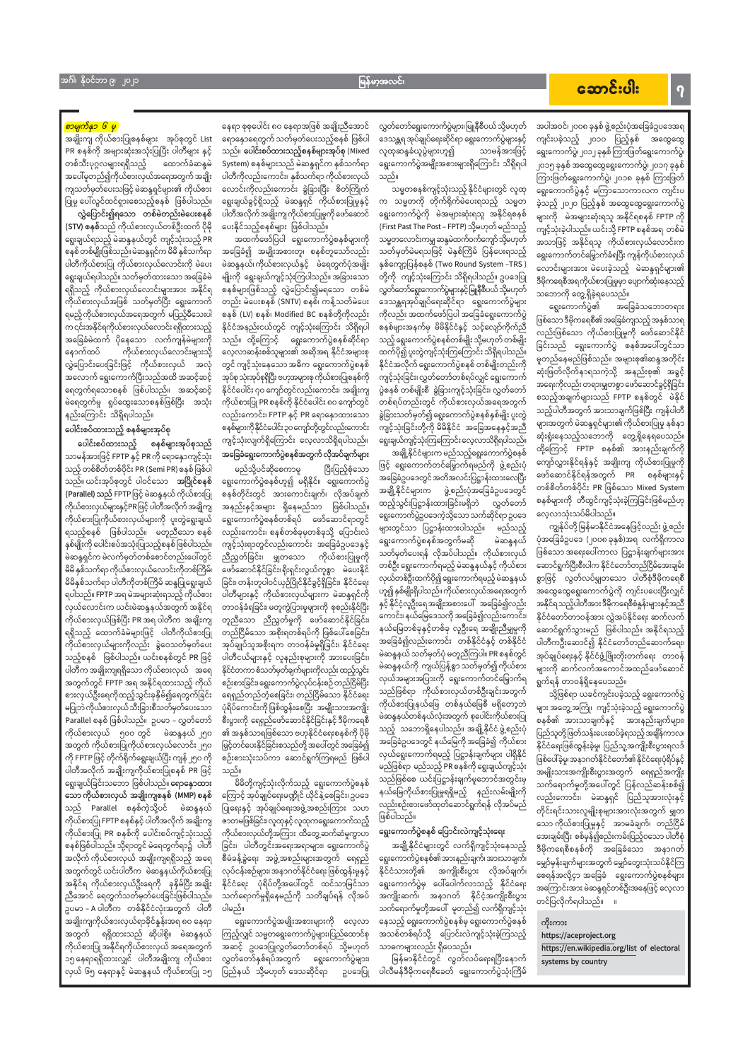စာမျက်နှာ ၆ မှ

အချိုးကျ ကိုယ်စားပြုစနစ်များ အုပ်စုတွင် List PR စနစ်ကို အများဆုံးအသုံးပြုပြီး ပါတီများ နှင့် တစ်သီးပုဂ္ဂလများရရှိသည့် ထောက်ခံမဲအနှုန်း အပေါ်မူတည်၍ကိုယ်စားလှယ်အရေအတွက် အချိုးကျသတ်မှတ်ပေးသဖြင့် မဲဆန္ဒရှင်များ၏ ကိုယ်စားပြုမှု ပေါ်လွင်ထင်ရှားစေသည့်စနစ် ဖြစ်ပါသည်။

**လွှဲပြောင်းရှုံးသော တစ်မဲတည်းမဲပေးစနစ် (STV) စနစ်**သည် ကိုယ်စားလှယ်တစ်ဦးထက် ပိုမိုရွေးချယ်ရသည့် မဲဆန္ဒနယ်တွင် ကျင့်သုံးသည့် PR စနစ်တစ်မျိုးဖြစ်သည်။ မဲဆန္ဒရှင်က မိမိနှစ်သက်ရာ ပါတီကိုလည်းကောင်း ကိုယ်စားလှယ်လောင်းကို မဲပေးရွေးချယ်ရပါသည်။ သတ်မှတ်ထားသော အခြေခံမဲရရှိသည့် ကိုယ်စားလှယ်လောင်းများအား အနိုင်ရကိုယ်စားလှယ်အဖြစ် သတ်မှတ်ပြီး ရွေးကောက်ရမည့်ကိုယ်စားလှယ်အရေအတွက် မပြည့်မီသေးပါက ၎င်းအနိုင်ရကိုယ်စားလှယ်လောင်း ရရှိထားသည့် အခြေခံမဲထက် ပိုနေသော လက်ကျန်မဲများကို နောက်ထပ် ကိုယ်စားလှယ်လောင်းများသို့ လွှဲပြောင်းပေးခြင်းဖြင့် ကိုယ်စားလှယ် အလုံအလောက် ရွေးကောက်ပြီးသည်အထိ အဆင့်ဆင့် ရေတွက်သောစနစ် ဖြစ်ပါသည်။ အဆင့်ဆင့် မဲရေတွက်မှု ရှုပ်ထွေးသောစနစ်ဖြစ်ပြီး အသုံးနည်းကြောင်း သိရှိရပါသည်။

**ပေါင်းစပ်ထားသည့် စနစ်များအုပ်စု**

ပေါင်းစပ်ထားသည့် စနစ်များအုပ်စုသည် သာမန်အားဖြင့် FPTP နှင့် PR ကို ရောနှောကျင့်သုံးသည့် တစ်စိတ်တစ်ပိုင်း PR (Semi PR) စနစ် ဖြစ်ပါသည်။ ယင်းအုပ်စုတွင် ပါဝင်သော **အပြိုင်စနစ် (Parallel) သည်** FPTP ဖြင့် မဲဆန္ဒနယ် ကိုယ်စားပြုကိုယ်စားလှယ်များနှင့်PR ဖြင့် ပါတီအလိုက် အချိုးကျ ကိုယ်စားပြုကိုယ်စားလှယ်များကို ပူးတွဲရွေးချယ်ရသည့်စနစ် ဖြစ်ပါသည်။ မတူညီသော စနစ်နှစ်မျိုးကို ပေါင်းစပ်အသုံးပြုသည့်စနစ် ဖြစ်ပါသည်။ မဲဆန္ဒရှင်က မဲလက်မှတ်တစ်စောင်တည်းပေါ်တွင် မိမိနှစ်သက်ရာ ကိုယ်စားလှယ်လောင်းကိုတစ်ကြိမ်၊ မိမိနှစ်သက်ရာ ပါတီကိုတစ်ကြိမ် ဆန္ဒပြုရွေးချယ်ရပါသည်။ FPTP အရ မဲအများဆုံးရသည့် ကိုယ်စားလှယ်လောင်းက ယင်းမဲဆန္ဒနယ်အတွက် အနိုင်ရ ကိုယ်စားလှယ်ဖြစ်ပြီး PR အရ ပါတီက အချိုးကျ ရရှိသည့် ထောက်ခံမဲများဖြင့် ပါတီကိုယ်စားပြု ကိုယ်စားလှယ်များကိုလည်း ခွဲဝေသတ်မှတ်ပေးသည့်စနစ် ဖြစ်ပါသည်။ ယင်းစနစ်တွင် PR ဖြင့် ပါတီက အချိုးကျရရှိသော ကိုယ်စားလှယ် အရေအတွက်တွင် FPTP အရ အနိုင်ရထားသည့် ကိုယ်စားလှယ်ဦးရေကိုထည့်သွင်းခုနှိမ်၍ရေတွက်ခြင်း မပြုဘဲ ကိုယ်စားလှယ်သီးခြားစီသတ်မှတ်ပေးသော Parallel စနစ် ဖြစ်ပါသည်။ ဥပမာ - လွှတ်တော် ကိုယ်စားလှယ် ၅၀၀ တွင် မဲဆန္ဒနယ် ၂၅၀ အတွက် ကိုယ်စားပြုကိုယ်စားလှယ်လောင်း ၂၅၀ ကို FPTP ဖြင့် တိုက်ရိုက်ရွေးချယ်ပြီး ကျန် ၂၅၀ ကို ပါတီအလိုက် အချိုးကျကိုယ်စားပြုစနစ် PR ဖြင့် ရွေးချယ်ခြင်းသဘော ဖြစ်ပါသည်။ **ရောနှောထားသော ကိုယ်စားလှယ် အချိုးကျစနစ် (MMP) စနစ်**သည် Parallel စနစ်ကဲ့သို့ပင် မဲဆန္ဒနယ် ကိုယ်စားပြု FPTP စနစ်နှင့် ပါတီအလိုက် အချိုးကျ ကိုယ်စားပြု PR စနစ်ကို ပေါင်းစပ်ကျင့်သုံးသည့် စနစ်ဖြစ်သည်။ သို့ရာတွင် မဲရေတွက်ရာ၌ ပါတီအလိုက် ကိုယ်စားလှယ် အချိုးကျရရှိသည့် အရေအတွက်တွင် ယင်းပါတီက မဲဆန္ဒနယ်ကိုယ်စားပြု အနိုင်ရ ကိုယ်စားလှယ်ဦးရေကို ခုနှိမ်ပြီး အချိုးညီအောင် ရေတွက်သတ်မှတ်ပေးခြင်းဖြစ်ပါသည်။ ဥပမာ - A ပါတီက တစ်နိုင်ငံလုံးအတွက် ပါတီအချိုးကျကိုယ်စားလှယ်ရာခိုင်နှုန်းအရ ၈၀ နေရာ အတွက် ရရှိထားသည် ဆိုပါစို့။ မဲဆန္ဒနယ် ကိုယ်စားပြု အနိုင်ရကိုယ်စားလှယ် အရေအတွက် ၁၅ နေရာရရှိထားလျှင် ပါတီအချိုးကျ ကိုယ်စားလှယ် ၆၅ နေရာနှင့် မဲဆန္ဒနယ် ကိုယ်စားပြု ၁၅ နေရာ စုစုပေါင်း ၈၀ နေရာအဖြစ် အချိုးညီအောင် ရောနှောရေတွက် သတ်မှတ်ပေးသောစနစ် ဖြစ်ပါသည်။ **ပေါင်းစပ်ထားသည့်စနစ်များအုပ်စု** (Mixed System) စနစ်များသည် မဲဆန္ဒရှင်က နှစ်သက်ရာ ပါတီကိုလည်းကောင်း၊ နှစ်သက်ရာ ကိုယ်စားလှယ်လောင်းကိုလည်းကောင်း ခွဲခြားပြီး စိတ်ကြိုက်ရွေးချယ်ခွင့်ရှိသည့် မဲဆန္ဒရှင် ကိုယ်စားပြုမှုနှင့် ပါတီအလိုက် အချိုးကျ ကိုယ်စားပြုမှုကို ဖော်ဆောင်ပေးနိုင်သည့်စနစ်များ ဖြစ်ပါသည်။

အထက်ဖော်ပြပါ ရွေးကောက်ပွဲစနစ်များကို အခြေခံ၍ အမျိုးအစားတူ စနစ်တူသော်လည်း မဲဆန္ဒနယ်၊ ကိုယ်စားလှယ်နှင့် မဲရေတွက်ပုံအမျိုးမျိုး ရွေးချယ်ကျင့်သုံးကြပါသည်။ အခြားသော စနစ်များဖြစ်သည့် လွှဲပြောင်းမဲရသော တစ်မဲတည်း မဲပေးစနစ် (SNTV) စနစ်၊ ကန့်သတ်မဲပေး စနစ် (LV) စနစ်၊ Modified BC စနစ်တို့ကိုလည်း နိုင်ငံအနည်းငယ်တွင် ကျင့်သုံးကြောင်း သိရှိရပါသည်။ ထို့ကြောင့် ရွေးကောက်ပွဲစနစ်ဆိုင်ရာ လေ့လာဆန်းစစ်သူများ၏ အဆိုအရ နိုင်ငံအများစုတွင် ကျင့်သုံးနေသော အဓိက ရွေးကောက်ပွဲစနစ် အုပ်စုသုံးအုပ်စုရှိပြီး ဗဟုအများစု ကိုယ်စားပြုစနစ်ကို နိုင်ငံပေါင်း ၇၀ ကျော်တွင်လည်းကောင်း၊ အချိုးကျ ကိုယ်စားပြု PR စနစ်ကို နိုင်ငံပေါင်း ၈၀ ကျော်တွင်လည်းကောင်း၊ FPTP နှင့် PR ရောနှောထားသော စနစ်များကို နိုင်ငံပေါင်း ၃၀ ကျော်တွင်လည်းကောင်း ကျင့်သုံးလျက်ရှိကြောင်း လေ့လာသိရှိရပါသည်။

**အခြေခံရွေးကောက်ပွဲစနစ်အတွက် လိုအပ်ချက်များ**

မည်သို့ပင်ဆိုစေကာမူ ပြီးပြည့်စုံသော ရွေးကောက်ပွဲစနစ်ဟူ၍ မရှိနိုင်ပါ။ ရွေးကောက်ပွဲစနစ်တိုင်းတွင် အားသာချက်၊ လိုအပ်ချက် အနည်းနှင့်အများ ရှိနေမည်သာ ဖြစ်ပါသည်။ ရွေးကောက်ပွဲစနစ်တစ်ရပ် ဖော်ဆောင်ရာတွင် လည်းကောင်း၊ စနစ်တစ်ခုမှတစ်ခုသို့ ပြောင်းလဲကျင့်သုံးရာတွင်လည်းကောင်း အခြေခံဥပဒေနှင့် ညီညွတ်ခြင်း၊ မျှတသော ကိုယ်စားပြုမှုကို ဖော်ဆောင်နိုင်ခြင်း၊ ရိုးရှင်းလွယ်ကူစွာ မဲပေးနိုင်ခြင်း၊ တန်းတူပါဝင်ယှဉ်ပြိုင်နိုင်ခွင့်ရှိခြင်း၊ နိုင်ငံရေးပါတီများနှင့် ကိုယ်စားလှယ်များက မဲဆန္ဒရှင်ကို တာဝန်ခံရခြင်း၊ မတူကွဲပြားမှုများကို စုစည်းနိုင်ပြီး တူညီသော ညီညွတ်မှုကို ဖော်ဆောင်နိုင်ခြင်း၊ တည်ငြိမ်သော အစိုးရတစ်ရပ်ကို ဖြစ်ပေါ်စေခြင်း၊ အုပ်ချုပ်သူအစိုးရက တာဝန်ခံမှုရှိခြင်း၊ နိုင်ငံရေးပါတီပေါ်လေမှုနှင့် လူနည်းစုများကို အားပေးခြင်း၊ နိုင်ငံတကာစံသတ်မှတ်ချက်များကိုလည်း ထည့်သွင်းစဉ်းစားခြင်း၊ ရွေးကောက်ပွဲလုပ်ငန်းစဉ် တည်ငြိမ်ပြီး ရေရှည်တည်တံ့စေခြင်း၊ တည်ငြိမ်သော နိုင်ငံရေး ပုံရိပ်ကောင်းကို ဖြစ်ထွန်းစေပြီး အမျိုးသားအကျိုးစီးပွားကို ရေရှည်ဖော်ဆောင်နိုင်ခြင်းနှင့် ဒီမိုကရေစီ၏ အနှစ်သာရဖြစ်သော ဗဟုပါတီစနစ်ကို ပိုမိုမြင့်တင်ပေးနိုင်ခြင်းစသည့်တို့ အပေါ်တွင် အခြေခံ၍ စဉ်းစားသုံးသပ် ဆောင်ရွက်ကြရမည် ဖြစ်ပါသည်။

မိမိတို့ကျင့်သုံးလိုက်သည့် ရွေးကောက်ပွဲစနစ်ကြောင့် အုပ်ချုပ်ရေးမဏ္ဍိုင် ယိုင်နဲ့စေခြင်း၊ ဥပဒေပြုရေးနှင့် အုပ်ချုပ်ရေးအဖွဲ့အစည်းကြား သဟဇာတမဖြစ်ခြင်း၊ လူထုနှင့် လူထုကရွေးကောက်သည့် ကိုယ်စားလှယ်တို့အကြား ထိတွေ့ဆက်ဆံမှုကွာဟခြင်း၊ ပါတီတွင်းအရေးအရာများ၊ ရွေးကောက်ပွဲ စီမံခန့်ခွဲရေး အဖွဲ့အစည်းများအတွက် ရေရှည်လုပ်ငန်းစဉ်များ အခက်အခဲဖြစ်ပေါ်နိုင်ခြင်း၊ နိုင်ငံရေး ဖြစ်ထွန်းမှုနှင့် နိုင်ငံရေး ပုံရိပ်တို့အပေါ်တွင် ထင်သာမြင်သာ သက်ရောက်မှုရှိနေမည်ကို သတိချပ်ရန် လိုအပ်ပါမည်။

ရွေးကောက်ပွဲအမျိုးအစားများကို လေ့လာကြည့်လျှင် သမ္မတရွေးကောက်ပွဲများ၊ ပြည်ထောင်စုအဆင့် ဥပဒေပြုလွှတ်တော်တစ်ရပ် သို့မဟုတ် လွှတ်တော်နှစ်ရပ်အတွက် ရွေးကောက်ပွဲများ၊ ပြည်နယ် သို့မဟုတ် ဒေသဆိုင်ရာ ဥပဒေပြု လွှတ်တော်ရွေးကောက်ပွဲများ၊ မြူနီစီပယ် သို့မဟုတ် ဒေသန္တရ အုပ်ချုပ်ရေးဆိုင်ရာ ရွေးကောက်ပွဲများနှင့် လူထုဆန္ဒခံယူပွဲများဟူ၍ သာမန်အားဖြင့် ရွေးကောက်ပွဲအမျိုးအစားများရှိကြောင်း သိရှိရပါသည်။

သမ္မတစနစ်ကျင့်သုံးသည့် နိုင်ငံများတွင် လူထုက သမ္မတကို တိုက်ရိုက်မဲပေးရသည့် သမ္မတ ရွေးကောက်ပွဲကို မဲအများဆုံးရသူ အနိုင်ရစနစ် (First Past The Post – FPTP) သို့မဟုတ် မည်သည့် သမ္မတလောင်းကမျှ ဆန္ဒမဲထက်ဝက်ကျော် သို့မဟုတ် သတ်မှတ်မဲရာခိုင်နှုန်း မရှိလျှင် မဲနှစ်ကြိမ် ပြန်ပေးရသည့် နှစ်ကျော့ပြန်စနစ် (Two Round System –TRS ) တို့ကို ကျင့်သုံးကြောင်း သိရှိရပါသည်။ ဥပဒေပြု လွှတ်တော်ရွေးကောက်ပွဲများနှင့်မြူနီစီပယ် သို့မဟုတ် ဒေသန္တရအုပ်ချုပ်ရေးဆိုင်ရာ ရွေးကောက်ပွဲများကိုလည်း အထက်ဖော်ပြပါ အခြေခံရွေးကောက်ပွဲ စနစ်များအနက်မှ မိမိနိုင်ငံနှင့် သင့်လျော်ကိုက်ညီသည့် ရွေးကောက်ပွဲစနစ်တစ်မျိုး သို့မဟုတ် တစ်မျိုးထက်ပို၍ ပူးတွဲကျင့်သုံးကြကြောင်း သိရှိရပါသည်။ နိုင်ငံအလိုက် ရွေးကောက်ပွဲစနစ် တစ်မျိုးတည်းကို ကျင့်သုံးခြင်း၊ လွှတ်တော်တစ်ရပ်ချင်းရှိ ရွေးကောက်ပွဲ စနစ် တစ်မျိုးစီ ခွဲခြားကျင့်သုံးခြင်း၊ လွှတ်တော်တစ်ရပ်တည်းတွင် ကိုယ်စားလှယ်အရေအတွက်ခွဲခြားသတ်မှတ်၍ ရွေးကောက်ပွဲစနစ်နှစ်မျိုး ပူးတွဲကျင့်သုံးခြင်းတို့ကို မိမိနိုင်ငံ အခြေအနေနှင့်အညီ ရွေးချယ်ကျင့်သုံးကြကြောင်း လေ့လာသိရှိရပါသည်။

အချို့နိုင်ငံများက မည်သည့်ရွေးကောက်ပွဲစနစ်ဖြင့် ရွေးကောက်တင်မြှောက်ရမည်ကို ဖွဲ့စည်းပုံ အခြေခံဥပဒေတွင် အတိအလင်းပြဋ္ဌာန်းထားပါသည်။ အချို့နိုင်ငံများက ဖွဲ့စည်းပုံအခြေခံဥပဒေတွင် ထည့်သွင်းပြဋ္ဌာန်းထားခြင်းမရှိဘဲ လွှတ်တော် ရွေးကောက်ပွဲဥပဒေကဲ့သို့သော သက်ဆိုင်ရာ ဥပဒေများတွင်သာ ပြဋ္ဌာန်းထားပါသည်။ မည်သည့် ရွေးကောက်ပွဲစနစ်အတွက်မဆို မဲဆန္ဒနယ် သတ်မှတ်ပေးရန် လိုအပ်ပါသည်။ ကိုယ်စားလှယ် တစ်ဦး ရွေးကောက်ရမည့် မဲဆန္ဒနယ်နှင့် ကိုယ်စားလှယ်တစ်ဦးထက်ပို၍ ရွေးကောက်ရမည့် မဲဆန္ဒနယ်ဟူ၍ နှစ်မျိုးရှိပါသည်။ ကိုယ်စားလှယ်အရေအတွက်နှင့် နိုင်ငံလူဦးရေအချိုးအစားပေါ် အခြေခံ၍လည်းကောင်း၊ နယ်မြေဧရိယာ အခြေခံ၍လည်းကောင်း၊ နယ်မြေတစ်ခုနှင့် လူဦးရေ အချိုးညီမျှမှုကို အခြေခံ၍လည်းကောင်း စသည်ဖြင့် နိုင်ငံတစ်နိုင်ငံ မဲဆန္ဒနယ် သတ်မှတ်ပုံ မတူညီကြပါ။ PR စနစ်တွင် မဲဆန္ဒနယ်ကို ကျယ်ပြန့်စွာ သတ်မှတ်၍ ကိုယ်စားလှယ်များအပြားကို ရွေးကောက်တင်မြှောက်ရသည်ဖြစ်ရာ ကိုယ်စားလှယ်တစ်ဦးချင်းအတွက် ကိုယ်စားပြုနယ်မြေ တစ်နယ်မြေစီ မရှိတော့ဘဲ မဲဆန္ဒနယ်တစ်နယ်လုံးအတွက် စုပေါင်းကိုယ်စားပြုသည့် သဘောမျိုးရှိနေပါသည်။ အချို့နိုင်ငံ ဖွဲ့စည်းပုံ အခြေခံဥပဒေတွင် နယ်မြေကို အခြေခံ၍ ကိုယ်စားလှယ် ရွေးကောက်ရမည့် ပြဋ္ဌာန်းချက်များ ပါရှိနိုင်မည်ဖြစ်ရာ မည်သည့် PR စနစ်ကို ရွေးချယ်ကျင့်သုံးသည်ဖြစ်စေ ယင်းပြဋ္ဌာန်းချက်ဘောင်အတွင်း နယ်မြေကိုယ်စားပြုမှုရှိမည့် နည်းလမ်းမျိုးကို လည်းစဉ်းစားဖော်ထုတ်ဆောင်ရွက်ရန် လိုအပ်မည် ဖြစ်ပါသည်။

**ရွေးကောက်ပွဲစနစ် ပြောင်းလဲကျင့်သုံးရေး**

အချို့နိုင်ငံများတွင် လက်ရှိကျင့်သုံးနေသည့် ရွေးကောက်ပွဲစနစ်၏ အားနည်းချက်၊ အားသာချက်၊ နိုင်ငံသားတို့၏ အကျိုးစီးပွား လိုအပ်ချက်၊ ရွေးကောက်ပွဲ ပေါ်ပေါက်လာမည့် နိုင်ငံရေး အကျိုးဆက်၊ အနာဂတ် နိုင်ငံ့အကျိုးစီးပွား သက်ရောက်မှုတို့အပေါ် မူတည်၍ လက်ရှိကျင့်သုံးနေသည့် ရွေးကောက်ပွဲစနစ်မှ ရွေးကောက်ပွဲစနစ် အသစ်တစ်ရပ်သို့ ပြောင်းလဲကျင့်သုံးခဲ့ကြသည့် သာဓကများလည်း ရှိပေသည်။

မြန်မာနိုင်ငံတွင် လွတ်လပ်ရေးရပြီးနောက် ပါလီမန်ဒီမိုကရေစီခေတ် ရွေးကောက်ပွဲသုံးကြိမ် အပါအဝင်၊ ၂၀၀၈ ခုနှစ် ဖွဲ့စည်းပုံအခြေခံဥပဒေအရ ကျင်းပခဲ့သည့် ၂၀၁၀ ပြည့်နှစ် အထွေထွေရွေးကောက်ပွဲ၊ ၂၀၁၂ ခုနှစ် ကြားဖြတ်ရွေးကောက်ပွဲ၊ ၂၀၁၅ ခုနှစ် အထွေထွေရွေးကောက်ပွဲ၊ ၂၀၁၇ ခုနှစ် ကြားဖြတ်ရွေးကောက်ပွဲ၊ ၂၀၁၈ ခုနှစ် ကြားဖြတ်ရွေးကောက်ပွဲနှင့် မကြာသေးမီကာလက ကျင်းပခဲ့သည့် ၂၀၂၀ ပြည့်နှစ် အထွေထွေရွေးကောက်ပွဲများကို မဲအများဆုံးရသူ အနိုင်ရစနစ် FPTP ကို ကျင့်သုံးခဲ့ပါသည်။ ယင်းသို့ FPTP စနစ်အရ တစ်မဲအသာဖြင့် အနိုင်ရသူ ကိုယ်စားလှယ်လောင်းက ရွေးကောက်တင်မြှောက်ခံရပြီး ကျန်ကိုယ်စားလှယ်လောင်းများအား မဲပေးခဲ့သည့် မဲဆန္ဒရှင်များ၏ ဒီမိုကရေစီအရ ကိုယ်စားပြုမှု ပျောက်ဆုံးနေသည့်သဘောကို တွေ့ရှိရပေသည်။

ရွေးကောက်ပွဲ၏ အခြေခံသဘောတရားဖြစ်သော ဒီမိုကရေစီ၏ အခြေခံကျသည့် အနှစ်သာရလည်းဖြစ်သော ကိုယ်စားပြုမှုကို ဖော်ဆောင်နိုင်ခြင်းသည် ရွေးကောက်ပွဲ စနစ်အပေါ်တွင်သာ မူတည်နေမည်ဖြစ်ပါသည်။ အများအစု၏ ဆန္ဒအတိုင်း ဆုံးဖြတ်လိုက်နာရမည့် အနည်းစု၏ အခွင့်အရေးကိုလည်း တရားမျှတစွာ ဖော်ဆောင်ခွင့်ရှိခြင်း စသည့် FPTP စနစ်သည် မဲအများဆုံးရရှိသည့်ပါတီအတွက် အားသာချက်ဖြစ်ပြီး ကျန်ပါတီများအတွက် မဲဆန္ဒရှင်များ၏ ကိုယ်စားပြုမှု နစ်နာဆုံးရှုံးနေသည့်သဘောကိုလည်း တွေ့ရှိနေရပေသည်။ ထို့ကြောင့် FPTP စနစ်၏ အားနည်းချက်ကို ကျော်လွှားနိုင်ရန်နှင့် အချိုးကျ ကိုယ်စားပြုမှုကို ဖော်ဆောင်နိုင်ရန်အတွက် PR စနစ်များနှင့် တစ်စိတ်တစ်ပိုင်း PR ဖြစ်သော Mixed System စနစ်များကို တီထွင်ကျင့်သုံးခဲ့ကြခြင်းဖြစ်မည်ဟု လေ့လာသုံးသပ်မိပါသည်။

ကျွန်ုပ်တို့ မြန်မာနိုင်ငံအနေဖြင့်လည်း ဖွဲ့စည်းပုံအခြေခံဥပဒေ (၂၀၀၈ ခုနှစ်)အရ လက်ရှိကာလဖြစ်သော အရေးပေါ်ကာလ ပြဋ္ဌာန်းချက်များအား ဆောင်ရွက်ပြီးစီးပါက နိုင်ငံတော်တည်ငြိမ်အေးချမ်းစွာဖြင့် လွတ်လပ်မျှတသော ပါတီစုံဒီမိုကရေစီ အထွေထွေရွေးကောက်ပွဲကို ကျင်းပပေးပြီးလျှင် အနိုင်ရသည့်ပါတီအား ဒီမိုကရေစီစံနှုန်းများနှင့်အညီ နိုင်ငံတော်တာဝန်အား လွှဲအပ်နိုင်ရေး ဆက်လက်ဆောင်ရွက်သွားမည် ဖြစ်ပါသည်။ အနိုင်ရသည့် ပါတီကဦးဆောင်၍ နိုင်ငံတော်တည်ဆောက်ရေး၊ အုပ်ချုပ်ရေးနှင့် ဖွံ့ဖြိုးတိုးတက်ရေး တာဝန်များကို ဆက်လက်အကောင်အထည်ဖော်ဆောင်ရွက်ရမည့် တာဝန်ရှိနေပေသည်။

သို့ဖြစ်ရာ ယခင်ကျင်းပခဲ့သည့် ရွေးကောက်ပွဲများ အတွေ့အကြုံ၊ ကျင့်သုံးခဲ့သည့် ရွေးကောက်ပွဲစနစ်၏ အားသာချက်နှင့် အားနည်းချက်များ၊ ပြည်သူတို့ဖြတ်သန်းပေးဆပ်ခဲ့ရသည့် အချိန်ကာလ၊ နိုင်ငံရေးဖြစ်ထွန်းခဲ့မှု၊ ပြည်သူ့အကျိုးစီးပွား ဖြစ်ပေါ်ခဲ့မှု၊ အနာဂတ်နိုင်ငံတော်၏ နိုင်ငံရေးပုံရိပ်နှင့် အမျိုးသားအကျိုးစီးပွားအတွက် ရေရှည်အကျိုးသက်ရောက်မှုတို့အပေါ်တွင် ပြန်လည်ဆန်းစစ်၍ လည်းကောင်း၊ မဲဆန္ဒရှင် ပြည်သူအားလုံးနှင့် တိုင်းရင်းသားလူမျိုးစုများအားလုံးအတွက် မျှတသော ကိုယ်စားပြုမှုနှင့် အာမခံချက်၊ တည်ငြိမ်အေးချမ်း စစ်မှန်၍စည်းကမ်းပြည့်ဝသော ပါတီစုံဒီမိုကရေစီစနစ်ကို အခြေခံသော အနာဂတ်မျှော်မှန်းချက်များအတွက် မျှော်တွေးသုံးသပ်နိုင်ကြစေရန်အလို့ငှာ အခြေခံ ရွေးကောက်ပွဲစနစ်များအကြောင်းအား မဲဆန္ဒရှင်တစ်ဦးအနေဖြင့် လေ့လာတင်ပြလိုက်ရပါသည်။ ။

**ကိုးကား**

https://aceproject.org

https://en.wikipedia.org/list of electoral systems by country